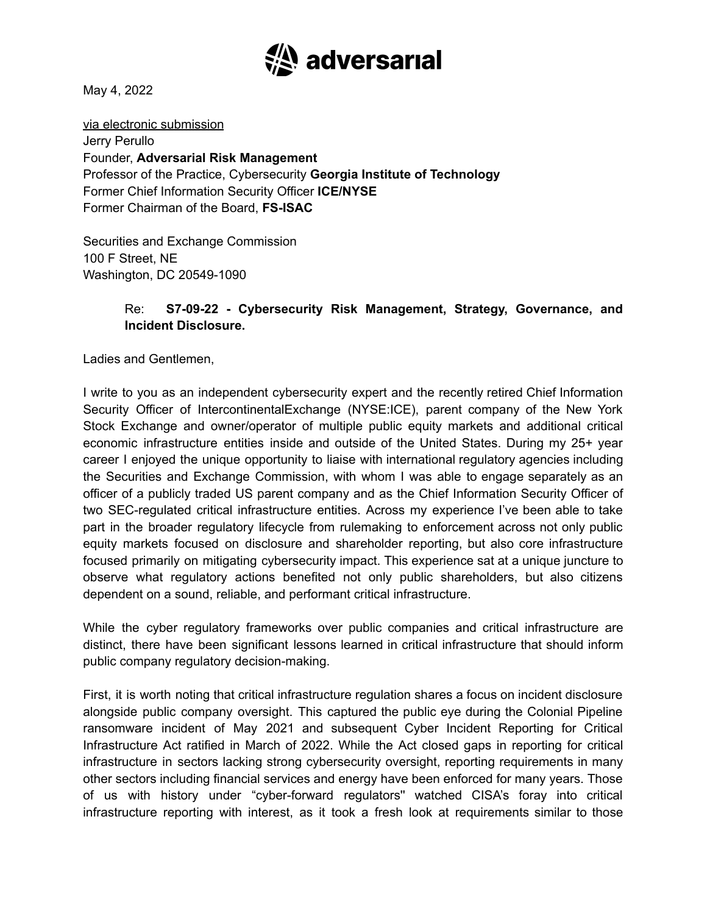**adversarial**

May 4, 2022

via electronic submission
Jerry Perullo
Founder, **Adversarial Risk Management**
Professor of the Practice, Cybersecurity **Georgia Institute of Technology**
Former Chief Information Security Officer **ICE/NYSE**
Former Chairman of the Board, **FS-ISAC**

Securities and Exchange Commission
100 F Street, NE
Washington, DC 20549-1090

> Re: **S7-09-22 - Cybersecurity Risk Management, Strategy, Governance, and Incident Disclosure.**

Ladies and Gentlemen,

I write to you as an independent cybersecurity expert and the recently retired Chief Information Security Officer of IntercontinentalExchange (NYSE:ICE), parent company of the New York Stock Exchange and owner/operator of multiple public equity markets and additional critical economic infrastructure entities inside and outside of the United States. During my 25+ year career I enjoyed the unique opportunity to liaise with international regulatory agencies including the Securities and Exchange Commission, with whom I was able to engage separately as an officer of a publicly traded US parent company and as the Chief Information Security Officer of two SEC-regulated critical infrastructure entities. Across my experience I've been able to take part in the broader regulatory lifecycle from rulemaking to enforcement across not only public equity markets focused on disclosure and shareholder reporting, but also core infrastructure focused primarily on mitigating cybersecurity impact. This experience sat at a unique juncture to observe what regulatory actions benefited not only public shareholders, but also citizens dependent on a sound, reliable, and performant critical infrastructure.

While the cyber regulatory frameworks over public companies and critical infrastructure are distinct, there have been significant lessons learned in critical infrastructure that should inform public company regulatory decision-making.

First, it is worth noting that critical infrastructure regulation shares a focus on incident disclosure alongside public company oversight. This captured the public eye during the Colonial Pipeline ransomware incident of May 2021 and subsequent Cyber Incident Reporting for Critical Infrastructure Act ratified in March of 2022. While the Act closed gaps in reporting for critical infrastructure in sectors lacking strong cybersecurity oversight, reporting requirements in many other sectors including financial services and energy have been enforced for many years. Those of us with history under "cyber-forward regulators" watched CISA's foray into critical infrastructure reporting with interest, as it took a fresh look at requirements similar to those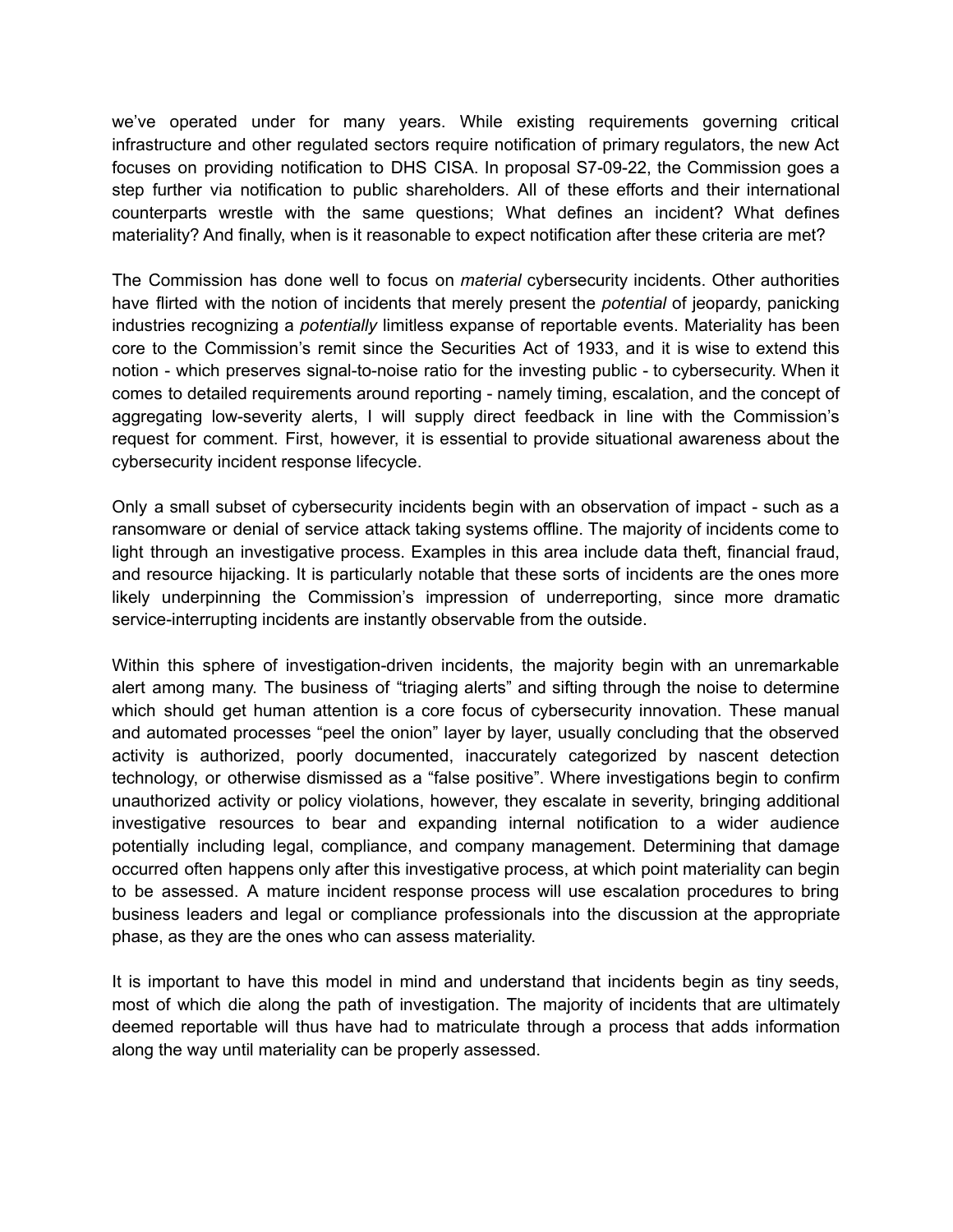we've operated under for many years. While existing requirements governing critical infrastructure and other regulated sectors require notification of primary regulators, the new Act focuses on providing notification to DHS CISA. In proposal S7-09-22, the Commission goes a step further via notification to public shareholders. All of these efforts and their international counterparts wrestle with the same questions; What defines an incident? What defines materiality? And finally, when is it reasonable to expect notification after these criteria are met?

The Commission has done well to focus on *material* cybersecurity incidents. Other authorities have flirted with the notion of incidents that merely present the *potential* of jeopardy, panicking industries recognizing a *potentially* limitless expanse of reportable events. Materiality has been core to the Commission's remit since the Securities Act of 1933, and it is wise to extend this notion - which preserves signal-to-noise ratio for the investing public - to cybersecurity. When it comes to detailed requirements around reporting - namely timing, escalation, and the concept of aggregating low-severity alerts, I will supply direct feedback in line with the Commission's request for comment. First, however, it is essential to provide situational awareness about the cybersecurity incident response lifecycle.

Only a small subset of cybersecurity incidents begin with an observation of impact - such as a ransomware or denial of service attack taking systems offline. The majority of incidents come to light through an investigative process. Examples in this area include data theft, financial fraud, and resource hijacking. It is particularly notable that these sorts of incidents are the ones more likely underpinning the Commission's impression of underreporting, since more dramatic service-interrupting incidents are instantly observable from the outside.

Within this sphere of investigation-driven incidents, the majority begin with an unremarkable alert among many. The business of "triaging alerts" and sifting through the noise to determine which should get human attention is a core focus of cybersecurity innovation. These manual and automated processes "peel the onion" layer by layer, usually concluding that the observed activity is authorized, poorly documented, inaccurately categorized by nascent detection technology, or otherwise dismissed as a "false positive". Where investigations begin to confirm unauthorized activity or policy violations, however, they escalate in severity, bringing additional investigative resources to bear and expanding internal notification to a wider audience potentially including legal, compliance, and company management. Determining that damage occurred often happens only after this investigative process, at which point materiality can begin to be assessed. A mature incident response process will use escalation procedures to bring business leaders and legal or compliance professionals into the discussion at the appropriate phase, as they are the ones who can assess materiality.

It is important to have this model in mind and understand that incidents begin as tiny seeds, most of which die along the path of investigation. The majority of incidents that are ultimately deemed reportable will thus have had to matriculate through a process that adds information along the way until materiality can be properly assessed.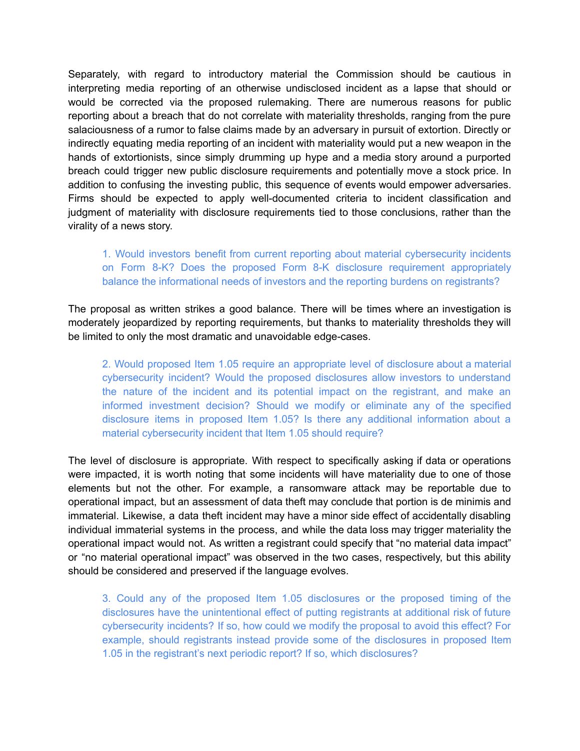Separately, with regard to introductory material the Commission should be cautious in interpreting media reporting of an otherwise undisclosed incident as a lapse that should or would be corrected via the proposed rulemaking. There are numerous reasons for public reporting about a breach that do not correlate with materiality thresholds, ranging from the pure salaciousness of a rumor to false claims made by an adversary in pursuit of extortion. Directly or indirectly equating media reporting of an incident with materiality would put a new weapon in the hands of extortionists, since simply drumming up hype and a media story around a purported breach could trigger new public disclosure requirements and potentially move a stock price. In addition to confusing the investing public, this sequence of events would empower adversaries. Firms should be expected to apply well-documented criteria to incident classification and judgment of materiality with disclosure requirements tied to those conclusions, rather than the virality of a news story.

> 1. Would investors benefit from current reporting about material cybersecurity incidents on Form 8-K? Does the proposed Form 8-K disclosure requirement appropriately balance the informational needs of investors and the reporting burdens on registrants?

The proposal as written strikes a good balance. There will be times where an investigation is moderately jeopardized by reporting requirements, but thanks to materiality thresholds they will be limited to only the most dramatic and unavoidable edge-cases.

> 2. Would proposed Item 1.05 require an appropriate level of disclosure about a material cybersecurity incident? Would the proposed disclosures allow investors to understand the nature of the incident and its potential impact on the registrant, and make an informed investment decision? Should we modify or eliminate any of the specified disclosure items in proposed Item 1.05? Is there any additional information about a material cybersecurity incident that Item 1.05 should require?

The level of disclosure is appropriate. With respect to specifically asking if data or operations were impacted, it is worth noting that some incidents will have materiality due to one of those elements but not the other. For example, a ransomware attack may be reportable due to operational impact, but an assessment of data theft may conclude that portion is de minimis and immaterial. Likewise, a data theft incident may have a minor side effect of accidentally disabling individual immaterial systems in the process, and while the data loss may trigger materiality the operational impact would not. As written a registrant could specify that "no material data impact" or "no material operational impact" was observed in the two cases, respectively, but this ability should be considered and preserved if the language evolves.

> 3. Could any of the proposed Item 1.05 disclosures or the proposed timing of the disclosures have the unintentional effect of putting registrants at additional risk of future cybersecurity incidents? If so, how could we modify the proposal to avoid this effect? For example, should registrants instead provide some of the disclosures in proposed Item 1.05 in the registrant's next periodic report? If so, which disclosures?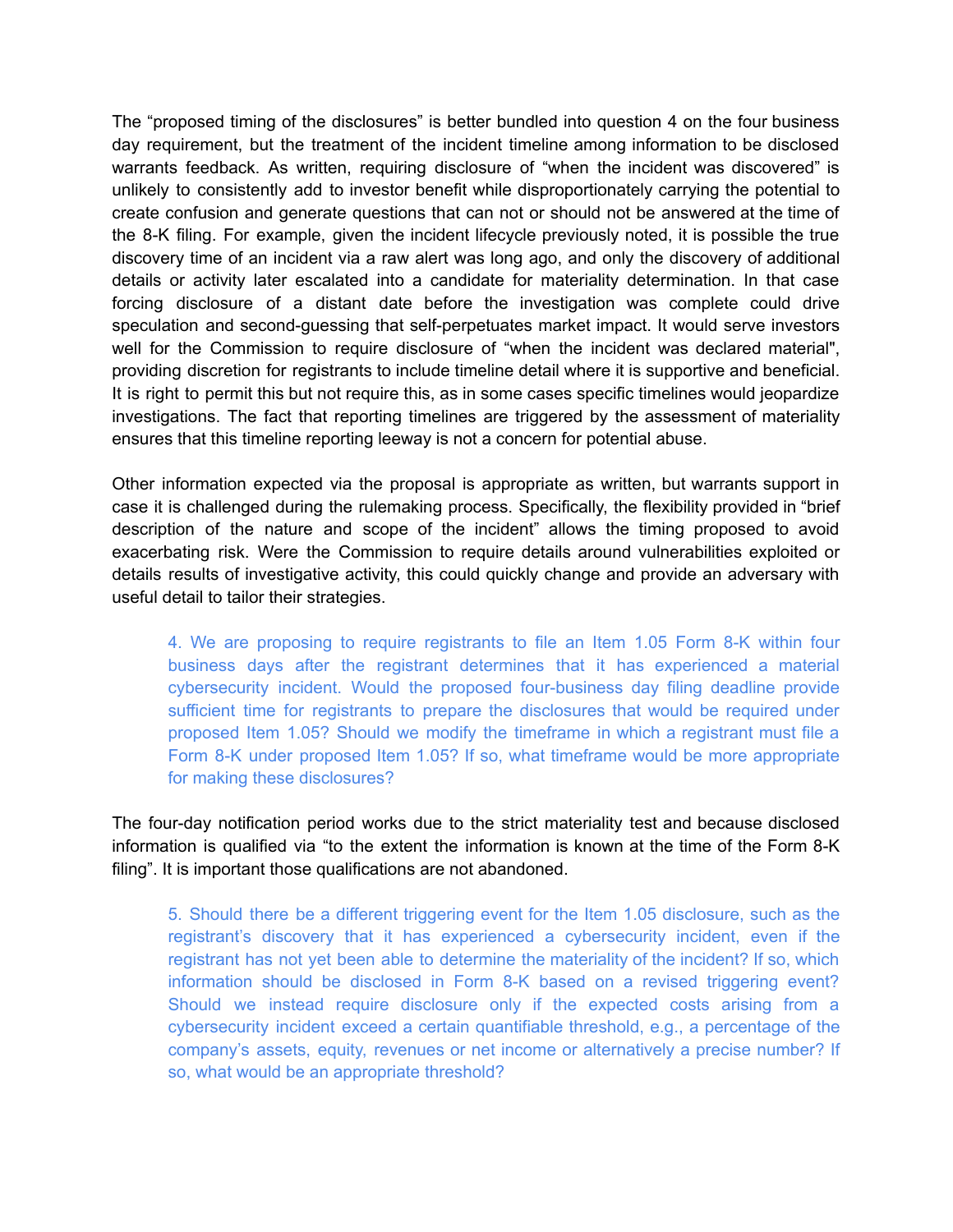The “proposed timing of the disclosures” is better bundled into question 4 on the four business day requirement, but the treatment of the incident timeline among information to be disclosed warrants feedback. As written, requiring disclosure of “when the incident was discovered” is unlikely to consistently add to investor benefit while disproportionately carrying the potential to create confusion and generate questions that can not or should not be answered at the time of the 8-K filing. For example, given the incident lifecycle previously noted, it is possible the true discovery time of an incident via a raw alert was long ago, and only the discovery of additional details or activity later escalated into a candidate for materiality determination. In that case forcing disclosure of a distant date before the investigation was complete could drive speculation and second-guessing that self-perpetuates market impact. It would serve investors well for the Commission to require disclosure of “when the incident was declared material", providing discretion for registrants to include timeline detail where it is supportive and beneficial. It is right to permit this but not require this, as in some cases specific timelines would jeopardize investigations. The fact that reporting timelines are triggered by the assessment of materiality ensures that this timeline reporting leeway is not a concern for potential abuse.

Other information expected via the proposal is appropriate as written, but warrants support in case it is challenged during the rulemaking process. Specifically, the flexibility provided in “brief description of the nature and scope of the incident” allows the timing proposed to avoid exacerbating risk. Were the Commission to require details around vulnerabilities exploited or details results of investigative activity, this could quickly change and provide an adversary with useful detail to tailor their strategies.

> 4. We are proposing to require registrants to file an Item 1.05 Form 8-K within four business days after the registrant determines that it has experienced a material cybersecurity incident. Would the proposed four-business day filing deadline provide sufficient time for registrants to prepare the disclosures that would be required under proposed Item 1.05? Should we modify the timeframe in which a registrant must file a Form 8-K under proposed Item 1.05? If so, what timeframe would be more appropriate for making these disclosures?

The four-day notification period works due to the strict materiality test and because disclosed information is qualified via “to the extent the information is known at the time of the Form 8-K filing”. It is important those qualifications are not abandoned.

> 5. Should there be a different triggering event for the Item 1.05 disclosure, such as the registrant’s discovery that it has experienced a cybersecurity incident, even if the registrant has not yet been able to determine the materiality of the incident? If so, which information should be disclosed in Form 8-K based on a revised triggering event? Should we instead require disclosure only if the expected costs arising from a cybersecurity incident exceed a certain quantifiable threshold, e.g., a percentage of the company’s assets, equity, revenues or net income or alternatively a precise number? If so, what would be an appropriate threshold?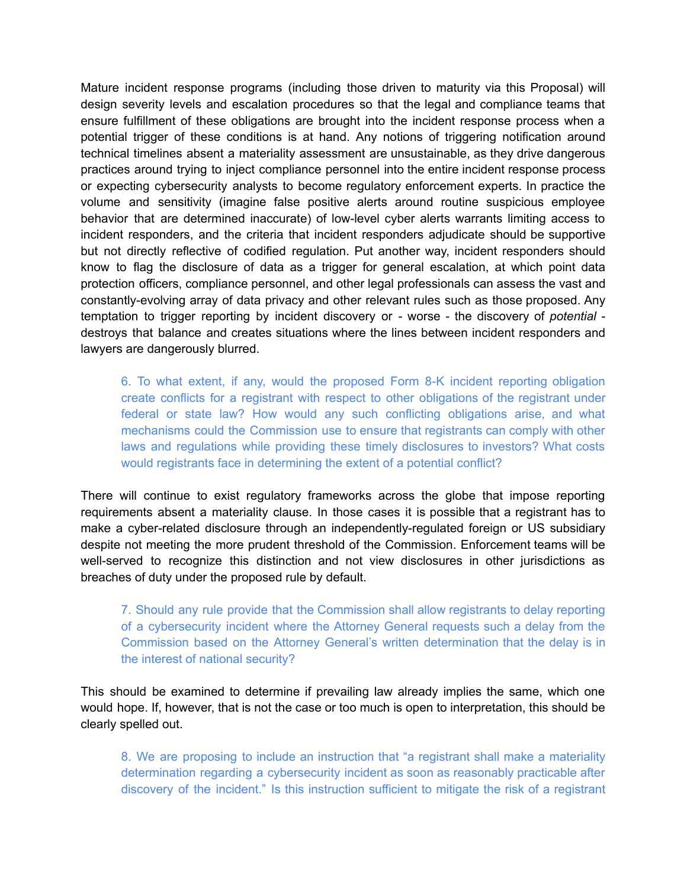Mature incident response programs (including those driven to maturity via this Proposal) will design severity levels and escalation procedures so that the legal and compliance teams that ensure fulfillment of these obligations are brought into the incident response process when a potential trigger of these conditions is at hand. Any notions of triggering notification around technical timelines absent a materiality assessment are unsustainable, as they drive dangerous practices around trying to inject compliance personnel into the entire incident response process or expecting cybersecurity analysts to become regulatory enforcement experts. In practice the volume and sensitivity (imagine false positive alerts around routine suspicious employee behavior that are determined inaccurate) of low-level cyber alerts warrants limiting access to incident responders, and the criteria that incident responders adjudicate should be supportive but not directly reflective of codified regulation. Put another way, incident responders should know to flag the disclosure of data as a trigger for general escalation, at which point data protection officers, compliance personnel, and other legal professionals can assess the vast and constantly-evolving array of data privacy and other relevant rules such as those proposed. Any temptation to trigger reporting by incident discovery or - worse - the discovery of *potential* - destroys that balance and creates situations where the lines between incident responders and lawyers are dangerously blurred.

> 6. To what extent, if any, would the proposed Form 8-K incident reporting obligation create conflicts for a registrant with respect to other obligations of the registrant under federal or state law? How would any such conflicting obligations arise, and what mechanisms could the Commission use to ensure that registrants can comply with other laws and regulations while providing these timely disclosures to investors? What costs would registrants face in determining the extent of a potential conflict?

There will continue to exist regulatory frameworks across the globe that impose reporting requirements absent a materiality clause. In those cases it is possible that a registrant has to make a cyber-related disclosure through an independently-regulated foreign or US subsidiary despite not meeting the more prudent threshold of the Commission. Enforcement teams will be well-served to recognize this distinction and not view disclosures in other jurisdictions as breaches of duty under the proposed rule by default.

> 7. Should any rule provide that the Commission shall allow registrants to delay reporting of a cybersecurity incident where the Attorney General requests such a delay from the Commission based on the Attorney General's written determination that the delay is in the interest of national security?

This should be examined to determine if prevailing law already implies the same, which one would hope. If, however, that is not the case or too much is open to interpretation, this should be clearly spelled out.

> 8. We are proposing to include an instruction that "a registrant shall make a materiality determination regarding a cybersecurity incident as soon as reasonably practicable after discovery of the incident." Is this instruction sufficient to mitigate the risk of a registrant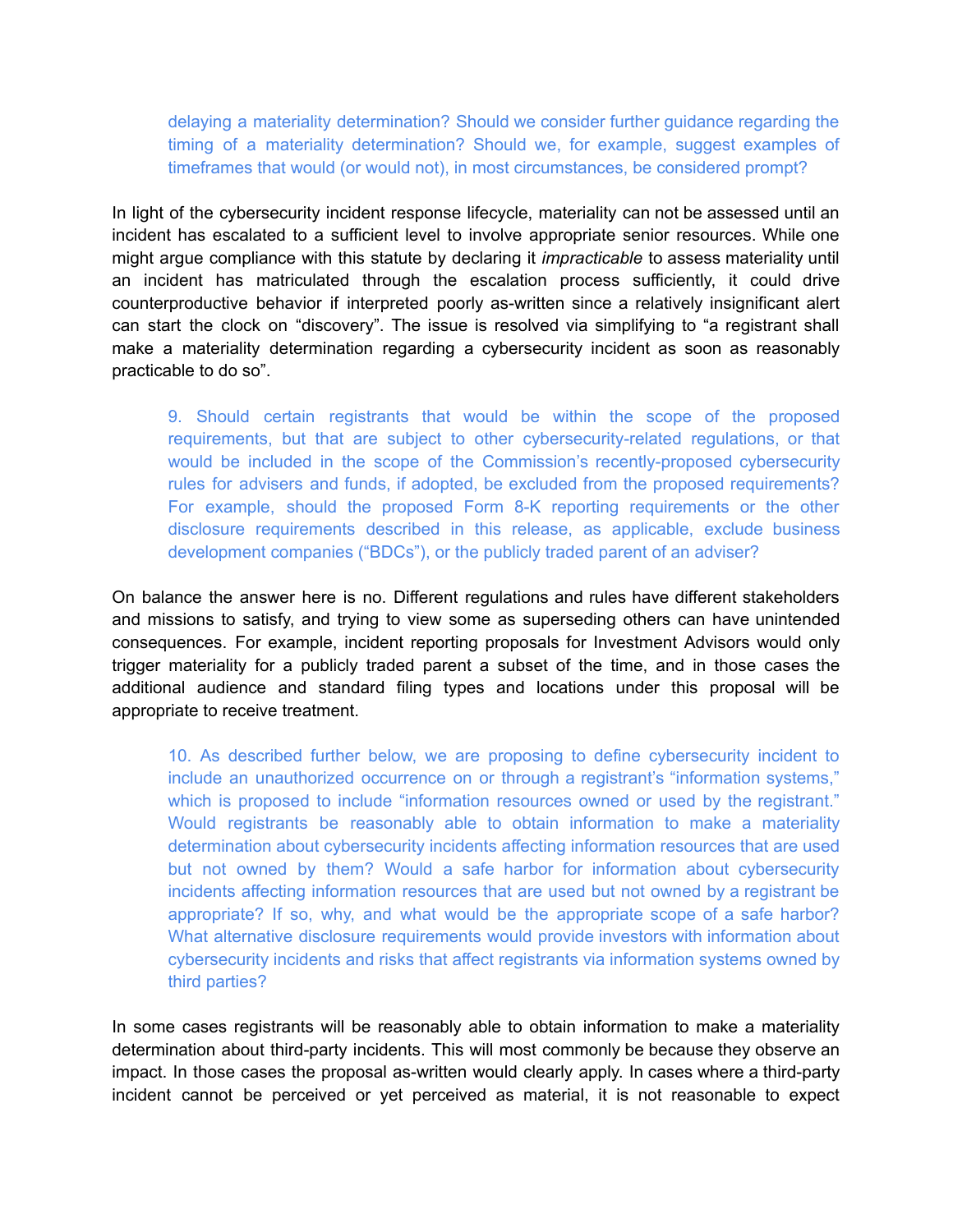> delaying a materiality determination? Should we consider further guidance regarding the timing of a materiality determination? Should we, for example, suggest examples of timeframes that would (or would not), in most circumstances, be considered prompt?

In light of the cybersecurity incident response lifecycle, materiality can not be assessed until an incident has escalated to a sufficient level to involve appropriate senior resources. While one might argue compliance with this statute by declaring it *impracticable* to assess materiality until an incident has matriculated through the escalation process sufficiently, it could drive counterproductive behavior if interpreted poorly as-written since a relatively insignificant alert can start the clock on "discovery". The issue is resolved via simplifying to "a registrant shall make a materiality determination regarding a cybersecurity incident as soon as reasonably practicable to do so".

> 9. Should certain registrants that would be within the scope of the proposed requirements, but that are subject to other cybersecurity-related regulations, or that would be included in the scope of the Commission's recently-proposed cybersecurity rules for advisers and funds, if adopted, be excluded from the proposed requirements? For example, should the proposed Form 8-K reporting requirements or the other disclosure requirements described in this release, as applicable, exclude business development companies ("BDCs"), or the publicly traded parent of an adviser?

On balance the answer here is no. Different regulations and rules have different stakeholders and missions to satisfy, and trying to view some as superseding others can have unintended consequences. For example, incident reporting proposals for Investment Advisors would only trigger materiality for a publicly traded parent a subset of the time, and in those cases the additional audience and standard filing types and locations under this proposal will be appropriate to receive treatment.

> 10. As described further below, we are proposing to define cybersecurity incident to include an unauthorized occurrence on or through a registrant's "information systems," which is proposed to include "information resources owned or used by the registrant." Would registrants be reasonably able to obtain information to make a materiality determination about cybersecurity incidents affecting information resources that are used but not owned by them? Would a safe harbor for information about cybersecurity incidents affecting information resources that are used but not owned by a registrant be appropriate? If so, why, and what would be the appropriate scope of a safe harbor? What alternative disclosure requirements would provide investors with information about cybersecurity incidents and risks that affect registrants via information systems owned by third parties?

In some cases registrants will be reasonably able to obtain information to make a materiality determination about third-party incidents. This will most commonly be because they observe an impact. In those cases the proposal as-written would clearly apply. In cases where a third-party incident cannot be perceived or yet perceived as material, it is not reasonable to expect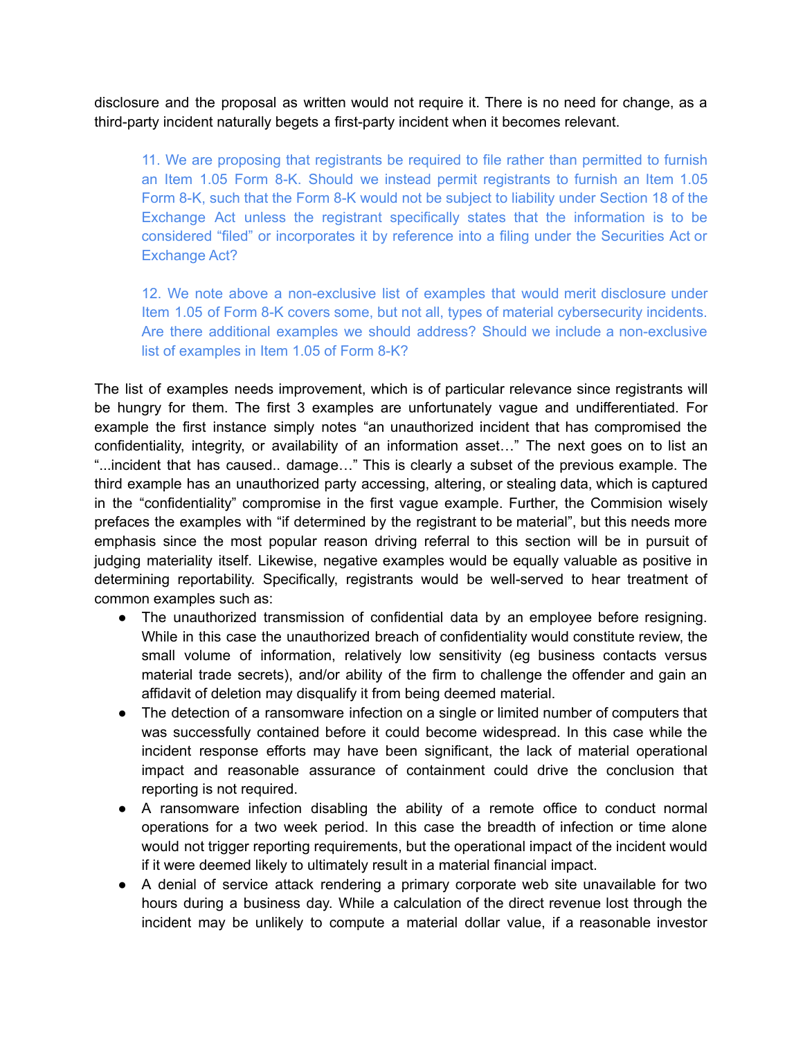disclosure and the proposal as written would not require it. There is no need for change, as a third-party incident naturally begets a first-party incident when it becomes relevant.

> 11. We are proposing that registrants be required to file rather than permitted to furnish an Item 1.05 Form 8-K. Should we instead permit registrants to furnish an Item 1.05 Form 8-K, such that the Form 8-K would not be subject to liability under Section 18 of the Exchange Act unless the registrant specifically states that the information is to be considered "filed" or incorporates it by reference into a filing under the Securities Act or Exchange Act?
>
> 12. We note above a non-exclusive list of examples that would merit disclosure under Item 1.05 of Form 8-K covers some, but not all, types of material cybersecurity incidents. Are there additional examples we should address? Should we include a non-exclusive list of examples in Item 1.05 of Form 8-K?

The list of examples needs improvement, which is of particular relevance since registrants will be hungry for them. The first 3 examples are unfortunately vague and undifferentiated. For example the first instance simply notes "an unauthorized incident that has compromised the confidentiality, integrity, or availability of an information asset…" The next goes on to list an "...incident that has caused.. damage…" This is clearly a subset of the previous example. The third example has an unauthorized party accessing, altering, or stealing data, which is captured in the "confidentiality" compromise in the first vague example. Further, the Commision wisely prefaces the examples with "if determined by the registrant to be material", but this needs more emphasis since the most popular reason driving referral to this section will be in pursuit of judging materiality itself. Likewise, negative examples would be equally valuable as positive in determining reportability. Specifically, registrants would be well-served to hear treatment of common examples such as:

- The unauthorized transmission of confidential data by an employee before resigning. While in this case the unauthorized breach of confidentiality would constitute review, the small volume of information, relatively low sensitivity (eg business contacts versus material trade secrets), and/or ability of the firm to challenge the offender and gain an affidavit of deletion may disqualify it from being deemed material.
- The detection of a ransomware infection on a single or limited number of computers that was successfully contained before it could become widespread. In this case while the incident response efforts may have been significant, the lack of material operational impact and reasonable assurance of containment could drive the conclusion that reporting is not required.
- A ransomware infection disabling the ability of a remote office to conduct normal operations for a two week period. In this case the breadth of infection or time alone would not trigger reporting requirements, but the operational impact of the incident would if it were deemed likely to ultimately result in a material financial impact.
- A denial of service attack rendering a primary corporate web site unavailable for two hours during a business day. While a calculation of the direct revenue lost through the incident may be unlikely to compute a material dollar value, if a reasonable investor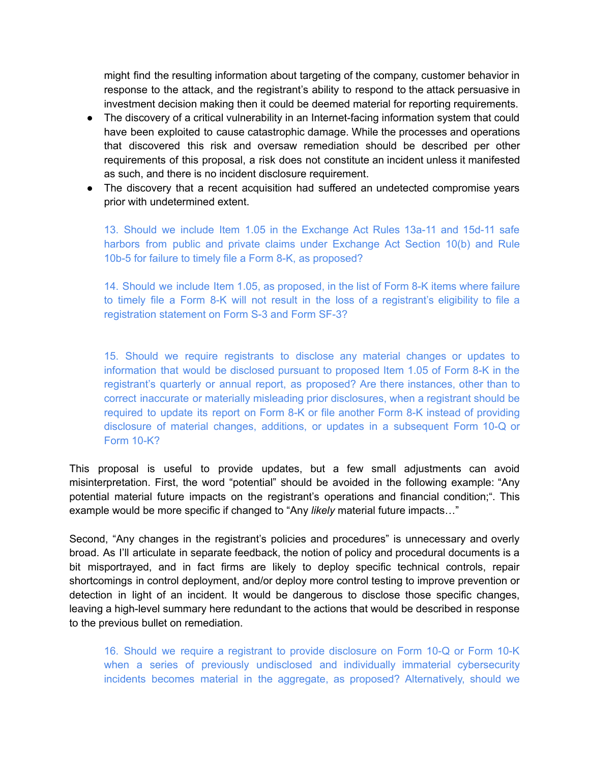might find the resulting information about targeting of the company, customer behavior in response to the attack, and the registrant's ability to respond to the attack persuasive in investment decision making then it could be deemed material for reporting requirements.

- The discovery of a critical vulnerability in an Internet-facing information system that could have been exploited to cause catastrophic damage. While the processes and operations that discovered this risk and oversaw remediation should be described per other requirements of this proposal, a risk does not constitute an incident unless it manifested as such, and there is no incident disclosure requirement.
- The discovery that a recent acquisition had suffered an undetected compromise years prior with undetermined extent.

> 13. Should we include Item 1.05 in the Exchange Act Rules 13a-11 and 15d-11 safe harbors from public and private claims under Exchange Act Section 10(b) and Rule 10b-5 for failure to timely file a Form 8-K, as proposed?

> 14. Should we include Item 1.05, as proposed, in the list of Form 8-K items where failure to timely file a Form 8-K will not result in the loss of a registrant's eligibility to file a registration statement on Form S-3 and Form SF-3?

> 15. Should we require registrants to disclose any material changes or updates to information that would be disclosed pursuant to proposed Item 1.05 of Form 8-K in the registrant's quarterly or annual report, as proposed? Are there instances, other than to correct inaccurate or materially misleading prior disclosures, when a registrant should be required to update its report on Form 8-K or file another Form 8-K instead of providing disclosure of material changes, additions, or updates in a subsequent Form 10-Q or Form 10-K?

This proposal is useful to provide updates, but a few small adjustments can avoid misinterpretation. First, the word "potential" should be avoided in the following example: "Any potential material future impacts on the registrant's operations and financial condition;". This example would be more specific if changed to "Any *likely* material future impacts…"

Second, "Any changes in the registrant's policies and procedures" is unnecessary and overly broad. As I'll articulate in separate feedback, the notion of policy and procedural documents is a bit misportrayed, and in fact firms are likely to deploy specific technical controls, repair shortcomings in control deployment, and/or deploy more control testing to improve prevention or detection in light of an incident. It would be dangerous to disclose those specific changes, leaving a high-level summary here redundant to the actions that would be described in response to the previous bullet on remediation.

> 16. Should we require a registrant to provide disclosure on Form 10-Q or Form 10-K when a series of previously undisclosed and individually immaterial cybersecurity incidents becomes material in the aggregate, as proposed? Alternatively, should we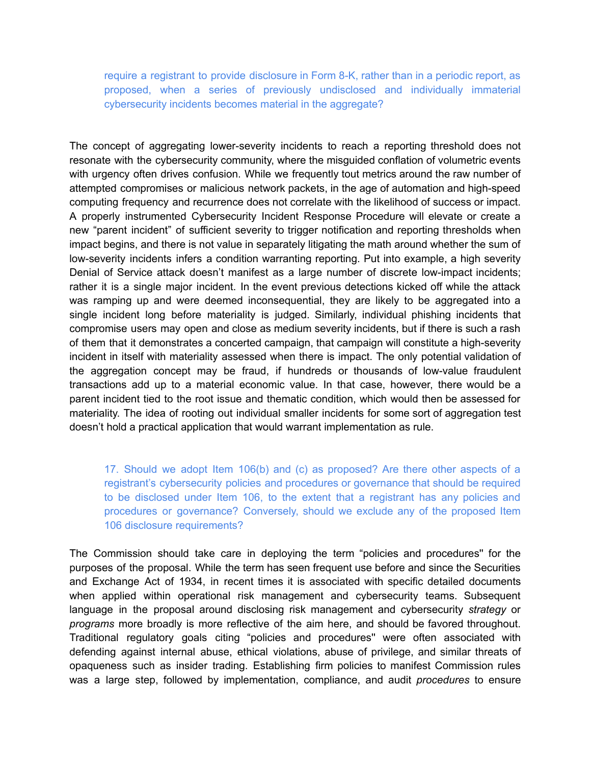> require a registrant to provide disclosure in Form 8-K, rather than in a periodic report, as proposed, when a series of previously undisclosed and individually immaterial cybersecurity incidents becomes material in the aggregate?

The concept of aggregating lower-severity incidents to reach a reporting threshold does not resonate with the cybersecurity community, where the misguided conflation of volumetric events with urgency often drives confusion. While we frequently tout metrics around the raw number of attempted compromises or malicious network packets, in the age of automation and high-speed computing frequency and recurrence does not correlate with the likelihood of success or impact. A properly instrumented Cybersecurity Incident Response Procedure will elevate or create a new "parent incident" of sufficient severity to trigger notification and reporting thresholds when impact begins, and there is not value in separately litigating the math around whether the sum of low-severity incidents infers a condition warranting reporting. Put into example, a high severity Denial of Service attack doesn't manifest as a large number of discrete low-impact incidents; rather it is a single major incident. In the event previous detections kicked off while the attack was ramping up and were deemed inconsequential, they are likely to be aggregated into a single incident long before materiality is judged. Similarly, individual phishing incidents that compromise users may open and close as medium severity incidents, but if there is such a rash of them that it demonstrates a concerted campaign, that campaign will constitute a high-severity incident in itself with materiality assessed when there is impact. The only potential validation of the aggregation concept may be fraud, if hundreds or thousands of low-value fraudulent transactions add up to a material economic value. In that case, however, there would be a parent incident tied to the root issue and thematic condition, which would then be assessed for materiality. The idea of rooting out individual smaller incidents for some sort of aggregation test doesn't hold a practical application that would warrant implementation as rule.

> 17. Should we adopt Item 106(b) and (c) as proposed? Are there other aspects of a registrant's cybersecurity policies and procedures or governance that should be required to be disclosed under Item 106, to the extent that a registrant has any policies and procedures or governance? Conversely, should we exclude any of the proposed Item 106 disclosure requirements?

The Commission should take care in deploying the term "policies and procedures'' for the purposes of the proposal. While the term has seen frequent use before and since the Securities and Exchange Act of 1934, in recent times it is associated with specific detailed documents when applied within operational risk management and cybersecurity teams. Subsequent language in the proposal around disclosing risk management and cybersecurity *strategy* or *programs* more broadly is more reflective of the aim here, and should be favored throughout. Traditional regulatory goals citing "policies and procedures'' were often associated with defending against internal abuse, ethical violations, abuse of privilege, and similar threats of opaqueness such as insider trading. Establishing firm policies to manifest Commission rules was a large step, followed by implementation, compliance, and audit *procedures* to ensure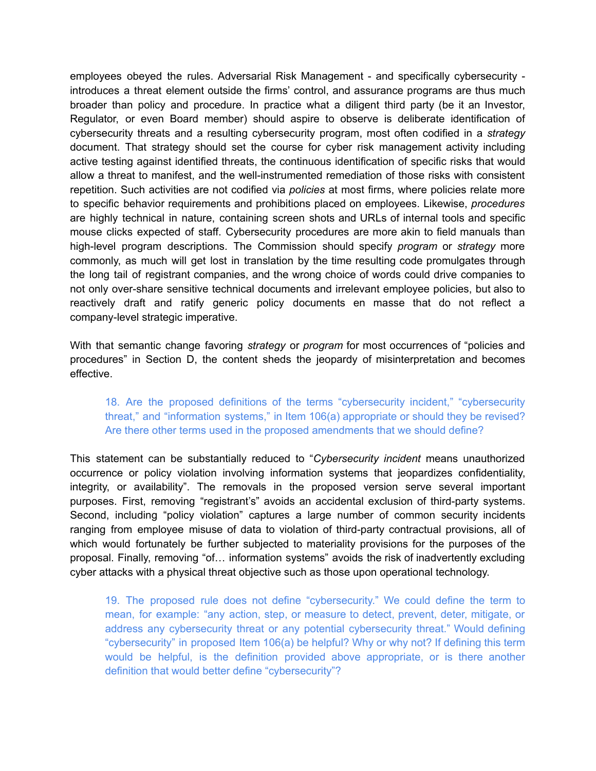employees obeyed the rules. Adversarial Risk Management - and specifically cybersecurity - introduces a threat element outside the firms' control, and assurance programs are thus much broader than policy and procedure. In practice what a diligent third party (be it an Investor, Regulator, or even Board member) should aspire to observe is deliberate identification of cybersecurity threats and a resulting cybersecurity program, most often codified in a *strategy* document. That strategy should set the course for cyber risk management activity including active testing against identified threats, the continuous identification of specific risks that would allow a threat to manifest, and the well-instrumented remediation of those risks with consistent repetition. Such activities are not codified via *policies* at most firms, where policies relate more to specific behavior requirements and prohibitions placed on employees. Likewise, *procedures* are highly technical in nature, containing screen shots and URLs of internal tools and specific mouse clicks expected of staff. Cybersecurity procedures are more akin to field manuals than high-level program descriptions. The Commission should specify *program* or *strategy* more commonly, as much will get lost in translation by the time resulting code promulgates through the long tail of registrant companies, and the wrong choice of words could drive companies to not only over-share sensitive technical documents and irrelevant employee policies, but also to reactively draft and ratify generic policy documents en masse that do not reflect a company-level strategic imperative.

With that semantic change favoring *strategy* or *program* for most occurrences of "policies and procedures" in Section D, the content sheds the jeopardy of misinterpretation and becomes effective.

> 18. Are the proposed definitions of the terms "cybersecurity incident," "cybersecurity threat," and "information systems," in Item 106(a) appropriate or should they be revised? Are there other terms used in the proposed amendments that we should define?

This statement can be substantially reduced to "*Cybersecurity incident* means unauthorized occurrence or policy violation involving information systems that jeopardizes confidentiality, integrity, or availability". The removals in the proposed version serve several important purposes. First, removing "registrant's" avoids an accidental exclusion of third-party systems. Second, including "policy violation" captures a large number of common security incidents ranging from employee misuse of data to violation of third-party contractual provisions, all of which would fortunately be further subjected to materiality provisions for the purposes of the proposal. Finally, removing "of… information systems" avoids the risk of inadvertently excluding cyber attacks with a physical threat objective such as those upon operational technology.

> 19. The proposed rule does not define "cybersecurity." We could define the term to mean, for example: "any action, step, or measure to detect, prevent, deter, mitigate, or address any cybersecurity threat or any potential cybersecurity threat." Would defining "cybersecurity" in proposed Item 106(a) be helpful? Why or why not? If defining this term would be helpful, is the definition provided above appropriate, or is there another definition that would better define "cybersecurity"?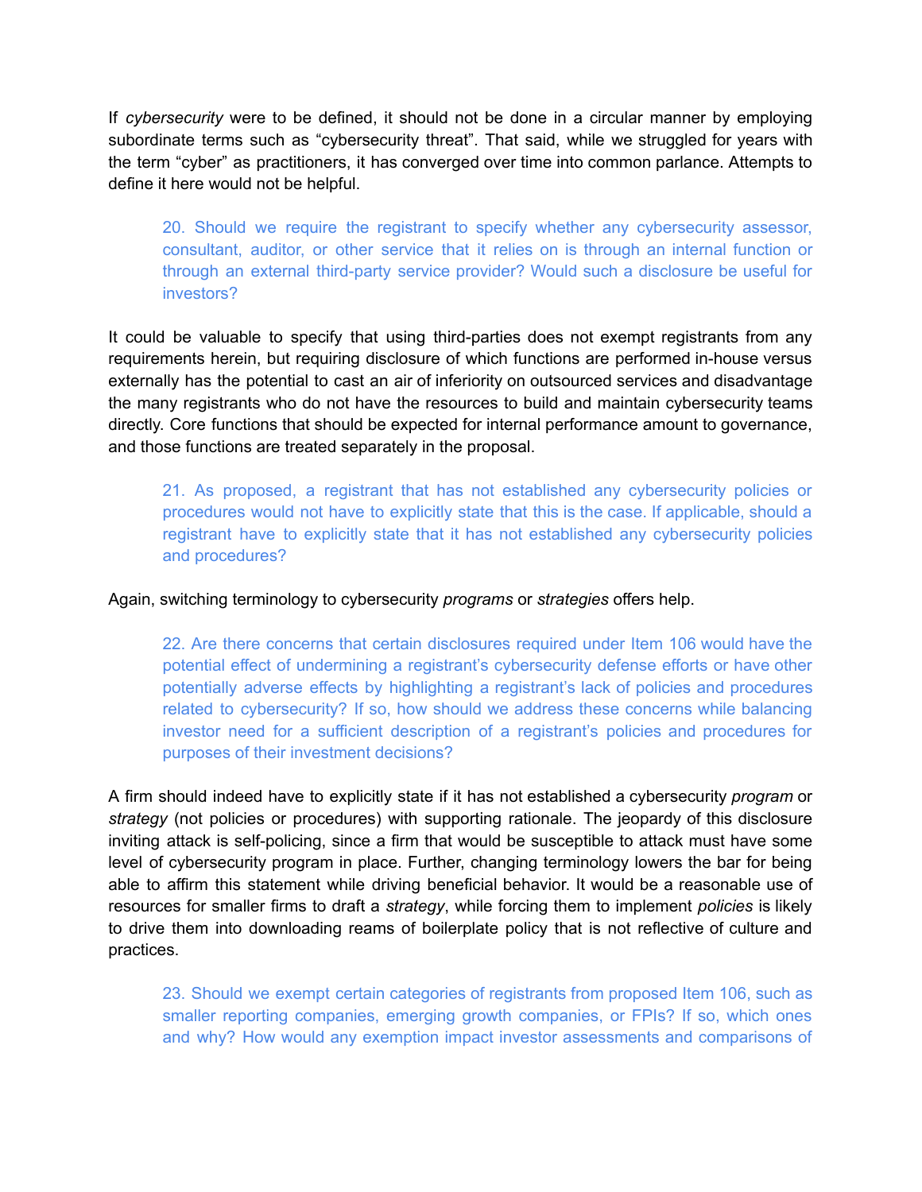If *cybersecurity* were to be defined, it should not be done in a circular manner by employing subordinate terms such as "cybersecurity threat". That said, while we struggled for years with the term "cyber" as practitioners, it has converged over time into common parlance. Attempts to define it here would not be helpful.

> 20. Should we require the registrant to specify whether any cybersecurity assessor, consultant, auditor, or other service that it relies on is through an internal function or through an external third-party service provider? Would such a disclosure be useful for investors?

It could be valuable to specify that using third-parties does not exempt registrants from any requirements herein, but requiring disclosure of which functions are performed in-house versus externally has the potential to cast an air of inferiority on outsourced services and disadvantage the many registrants who do not have the resources to build and maintain cybersecurity teams directly. Core functions that should be expected for internal performance amount to governance, and those functions are treated separately in the proposal.

> 21. As proposed, a registrant that has not established any cybersecurity policies or procedures would not have to explicitly state that this is the case. If applicable, should a registrant have to explicitly state that it has not established any cybersecurity policies and procedures?

Again, switching terminology to cybersecurity *programs* or *strategies* offers help.

> 22. Are there concerns that certain disclosures required under Item 106 would have the potential effect of undermining a registrant's cybersecurity defense efforts or have other potentially adverse effects by highlighting a registrant's lack of policies and procedures related to cybersecurity? If so, how should we address these concerns while balancing investor need for a sufficient description of a registrant's policies and procedures for purposes of their investment decisions?

A firm should indeed have to explicitly state if it has not established a cybersecurity *program* or *strategy* (not policies or procedures) with supporting rationale. The jeopardy of this disclosure inviting attack is self-policing, since a firm that would be susceptible to attack must have some level of cybersecurity program in place. Further, changing terminology lowers the bar for being able to affirm this statement while driving beneficial behavior. It would be a reasonable use of resources for smaller firms to draft a *strategy*, while forcing them to implement *policies* is likely to drive them into downloading reams of boilerplate policy that is not reflective of culture and practices.

> 23. Should we exempt certain categories of registrants from proposed Item 106, such as smaller reporting companies, emerging growth companies, or FPIs? If so, which ones and why? How would any exemption impact investor assessments and comparisons of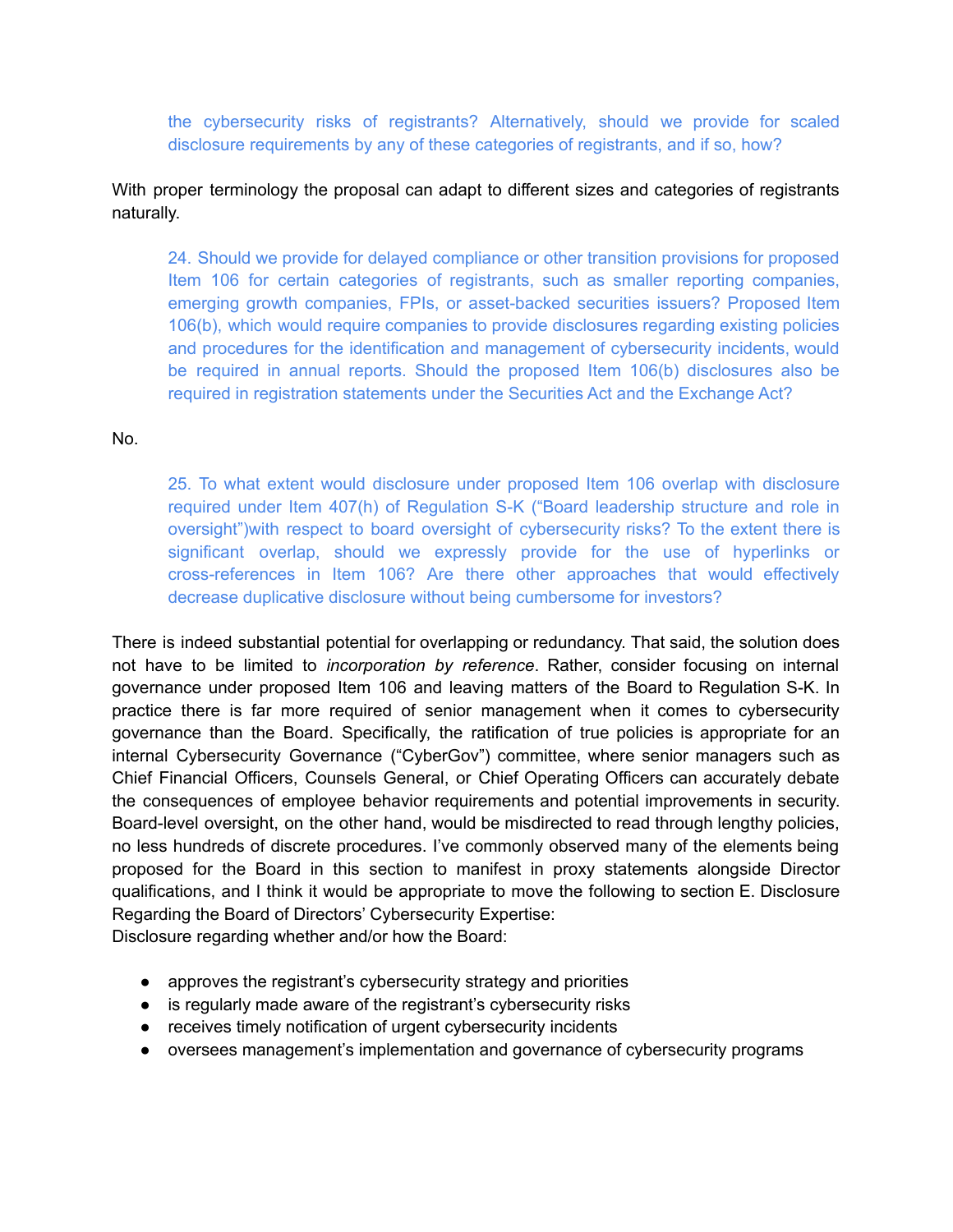> the cybersecurity risks of registrants? Alternatively, should we provide for scaled disclosure requirements by any of these categories of registrants, and if so, how?

With proper terminology the proposal can adapt to different sizes and categories of registrants naturally.

> 24. Should we provide for delayed compliance or other transition provisions for proposed Item 106 for certain categories of registrants, such as smaller reporting companies, emerging growth companies, FPIs, or asset-backed securities issuers? Proposed Item 106(b), which would require companies to provide disclosures regarding existing policies and procedures for the identification and management of cybersecurity incidents, would be required in annual reports. Should the proposed Item 106(b) disclosures also be required in registration statements under the Securities Act and the Exchange Act?

No.

> 25. To what extent would disclosure under proposed Item 106 overlap with disclosure required under Item 407(h) of Regulation S-K ("Board leadership structure and role in oversight")with respect to board oversight of cybersecurity risks? To the extent there is significant overlap, should we expressly provide for the use of hyperlinks or cross-references in Item 106? Are there other approaches that would effectively decrease duplicative disclosure without being cumbersome for investors?

There is indeed substantial potential for overlapping or redundancy. That said, the solution does not have to be limited to *incorporation by reference*. Rather, consider focusing on internal governance under proposed Item 106 and leaving matters of the Board to Regulation S-K. In practice there is far more required of senior management when it comes to cybersecurity governance than the Board. Specifically, the ratification of true policies is appropriate for an internal Cybersecurity Governance ("CyberGov") committee, where senior managers such as Chief Financial Officers, Counsels General, or Chief Operating Officers can accurately debate the consequences of employee behavior requirements and potential improvements in security. Board-level oversight, on the other hand, would be misdirected to read through lengthy policies, no less hundreds of discrete procedures. I've commonly observed many of the elements being proposed for the Board in this section to manifest in proxy statements alongside Director qualifications, and I think it would be appropriate to move the following to section E. Disclosure Regarding the Board of Directors' Cybersecurity Expertise:

Disclosure regarding whether and/or how the Board:

- approves the registrant's cybersecurity strategy and priorities
- is regularly made aware of the registrant's cybersecurity risks
- receives timely notification of urgent cybersecurity incidents
- oversees management's implementation and governance of cybersecurity programs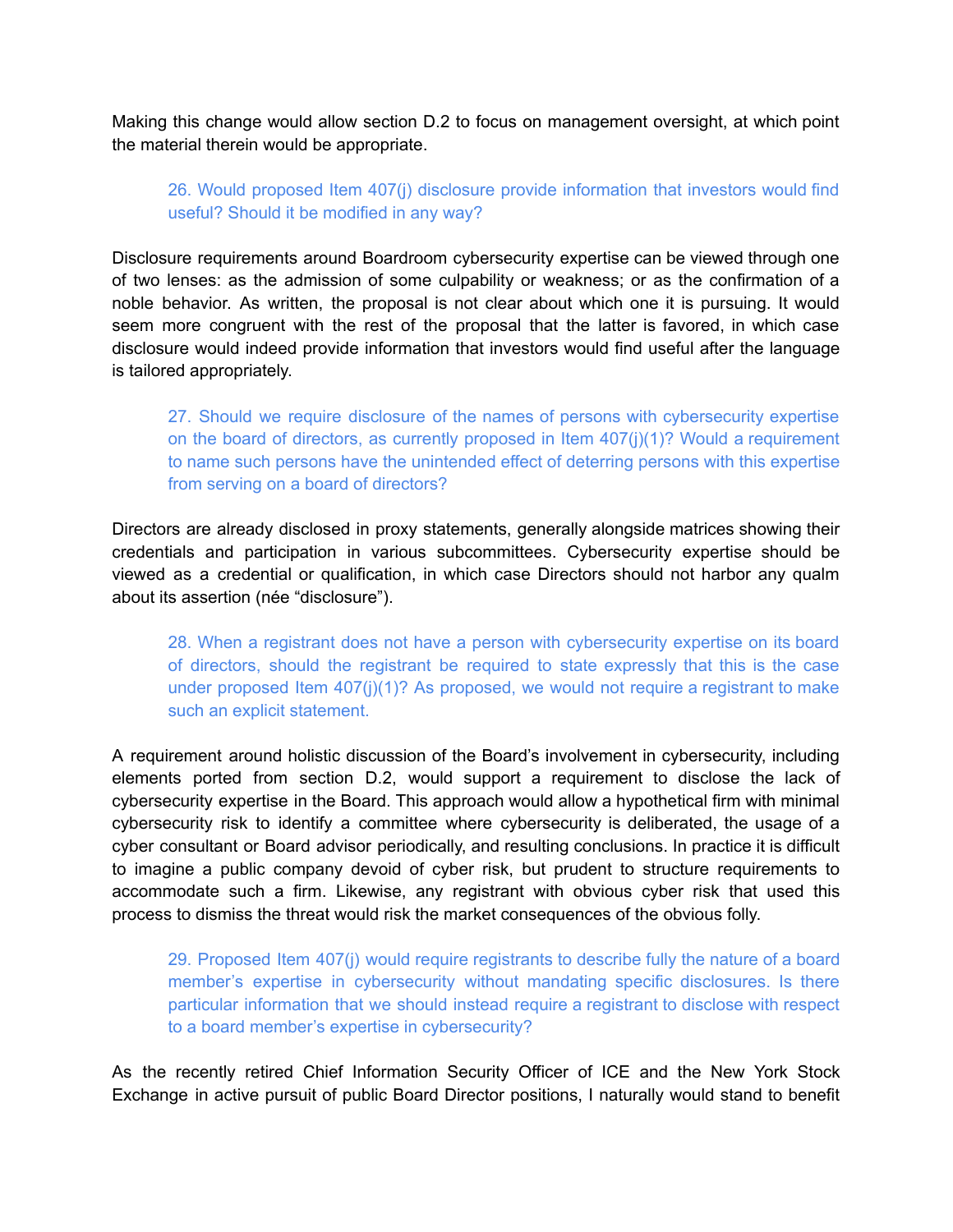Making this change would allow section D.2 to focus on management oversight, at which point the material therein would be appropriate.

> 26. Would proposed Item 407(j) disclosure provide information that investors would find useful? Should it be modified in any way?

Disclosure requirements around Boardroom cybersecurity expertise can be viewed through one of two lenses: as the admission of some culpability or weakness; or as the confirmation of a noble behavior. As written, the proposal is not clear about which one it is pursuing. It would seem more congruent with the rest of the proposal that the latter is favored, in which case disclosure would indeed provide information that investors would find useful after the language is tailored appropriately.

> 27. Should we require disclosure of the names of persons with cybersecurity expertise on the board of directors, as currently proposed in Item 407(j)(1)? Would a requirement to name such persons have the unintended effect of deterring persons with this expertise from serving on a board of directors?

Directors are already disclosed in proxy statements, generally alongside matrices showing their credentials and participation in various subcommittees. Cybersecurity expertise should be viewed as a credential or qualification, in which case Directors should not harbor any qualm about its assertion (née "disclosure").

> 28. When a registrant does not have a person with cybersecurity expertise on its board of directors, should the registrant be required to state expressly that this is the case under proposed Item 407(j)(1)? As proposed, we would not require a registrant to make such an explicit statement.

A requirement around holistic discussion of the Board's involvement in cybersecurity, including elements ported from section D.2, would support a requirement to disclose the lack of cybersecurity expertise in the Board. This approach would allow a hypothetical firm with minimal cybersecurity risk to identify a committee where cybersecurity is deliberated, the usage of a cyber consultant or Board advisor periodically, and resulting conclusions. In practice it is difficult to imagine a public company devoid of cyber risk, but prudent to structure requirements to accommodate such a firm. Likewise, any registrant with obvious cyber risk that used this process to dismiss the threat would risk the market consequences of the obvious folly.

> 29. Proposed Item 407(j) would require registrants to describe fully the nature of a board member's expertise in cybersecurity without mandating specific disclosures. Is there particular information that we should instead require a registrant to disclose with respect to a board member's expertise in cybersecurity?

As the recently retired Chief Information Security Officer of ICE and the New York Stock Exchange in active pursuit of public Board Director positions, I naturally would stand to benefit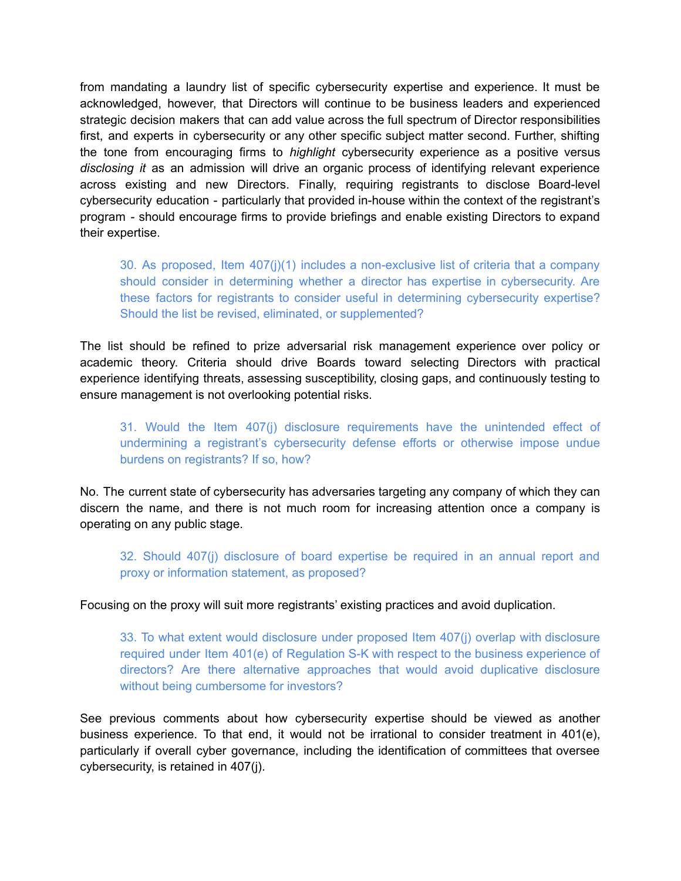from mandating a laundry list of specific cybersecurity expertise and experience. It must be acknowledged, however, that Directors will continue to be business leaders and experienced strategic decision makers that can add value across the full spectrum of Director responsibilities first, and experts in cybersecurity or any other specific subject matter second. Further, shifting the tone from encouraging firms to *highlight* cybersecurity experience as a positive versus *disclosing it* as an admission will drive an organic process of identifying relevant experience across existing and new Directors. Finally, requiring registrants to disclose Board-level cybersecurity education - particularly that provided in-house within the context of the registrant's program - should encourage firms to provide briefings and enable existing Directors to expand their expertise.

> 30. As proposed, Item 407(j)(1) includes a non-exclusive list of criteria that a company should consider in determining whether a director has expertise in cybersecurity. Are these factors for registrants to consider useful in determining cybersecurity expertise? Should the list be revised, eliminated, or supplemented?

The list should be refined to prize adversarial risk management experience over policy or academic theory. Criteria should drive Boards toward selecting Directors with practical experience identifying threats, assessing susceptibility, closing gaps, and continuously testing to ensure management is not overlooking potential risks.

> 31. Would the Item 407(j) disclosure requirements have the unintended effect of undermining a registrant's cybersecurity defense efforts or otherwise impose undue burdens on registrants? If so, how?

No. The current state of cybersecurity has adversaries targeting any company of which they can discern the name, and there is not much room for increasing attention once a company is operating on any public stage.

> 32. Should 407(j) disclosure of board expertise be required in an annual report and proxy or information statement, as proposed?

Focusing on the proxy will suit more registrants' existing practices and avoid duplication.

> 33. To what extent would disclosure under proposed Item 407(j) overlap with disclosure required under Item 401(e) of Regulation S-K with respect to the business experience of directors? Are there alternative approaches that would avoid duplicative disclosure without being cumbersome for investors?

See previous comments about how cybersecurity expertise should be viewed as another business experience. To that end, it would not be irrational to consider treatment in 401(e), particularly if overall cyber governance, including the identification of committees that oversee cybersecurity, is retained in 407(j).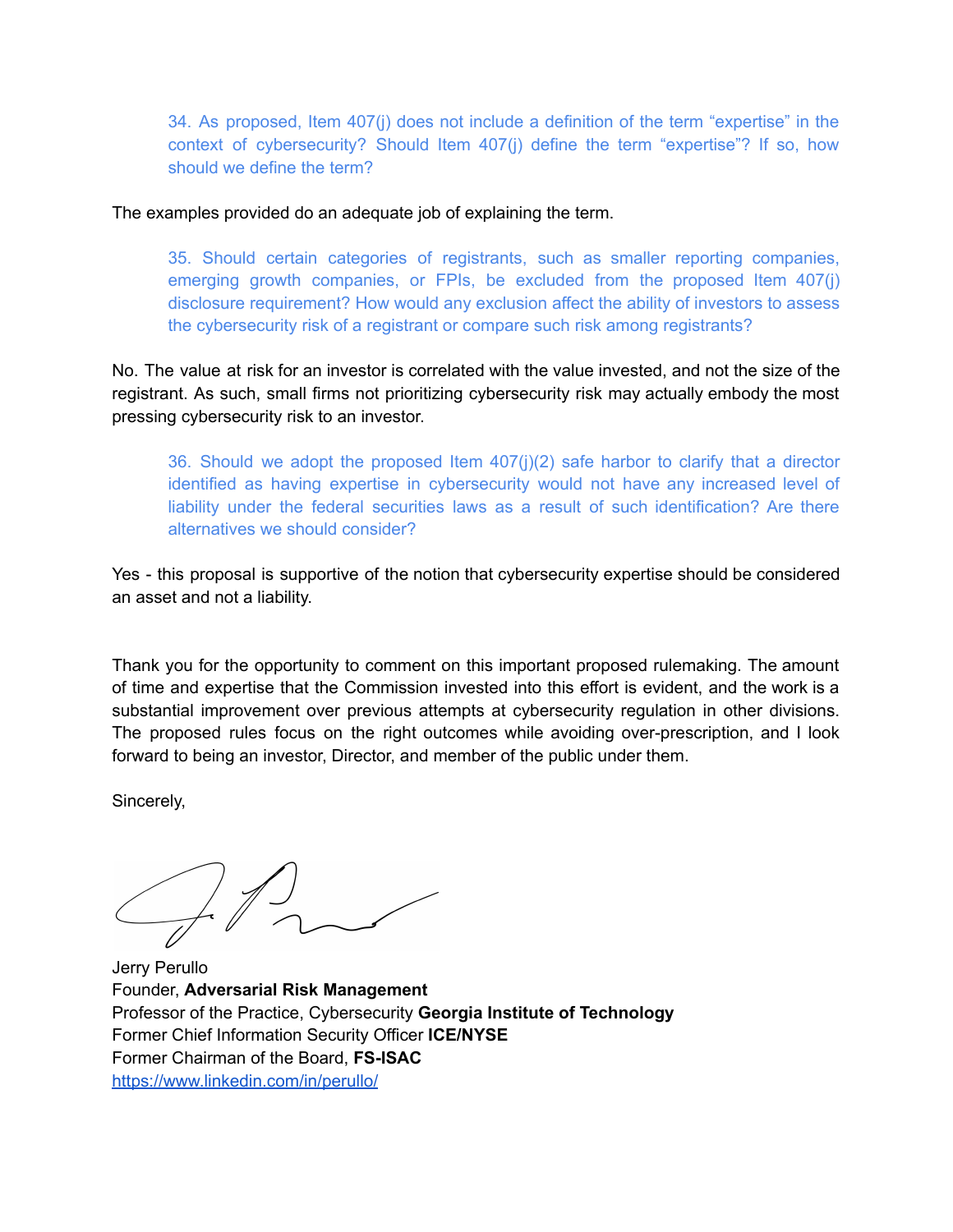> 34. As proposed, Item 407(j) does not include a definition of the term "expertise" in the context of cybersecurity? Should Item 407(j) define the term "expertise"? If so, how should we define the term?

The examples provided do an adequate job of explaining the term.

> 35. Should certain categories of registrants, such as smaller reporting companies, emerging growth companies, or FPIs, be excluded from the proposed Item 407(j) disclosure requirement? How would any exclusion affect the ability of investors to assess the cybersecurity risk of a registrant or compare such risk among registrants?

No. The value at risk for an investor is correlated with the value invested, and not the size of the registrant. As such, small firms not prioritizing cybersecurity risk may actually embody the most pressing cybersecurity risk to an investor.

> 36. Should we adopt the proposed Item 407(j)(2) safe harbor to clarify that a director identified as having expertise in cybersecurity would not have any increased level of liability under the federal securities laws as a result of such identification? Are there alternatives we should consider?

Yes - this proposal is supportive of the notion that cybersecurity expertise should be considered an asset and not a liability.

Thank you for the opportunity to comment on this important proposed rulemaking. The amount of time and expertise that the Commission invested into this effort is evident, and the work is a substantial improvement over previous attempts at cybersecurity regulation in other divisions. The proposed rules focus on the right outcomes while avoiding over-prescription, and I look forward to being an investor, Director, and member of the public under them.

Sincerely,

Jerry Perullo
Founder, **Adversarial Risk Management**
Professor of the Practice, Cybersecurity **Georgia Institute of Technology**
Former Chief Information Security Officer **ICE/NYSE**
Former Chairman of the Board, **FS-ISAC**
https://www.linkedin.com/in/perullo/